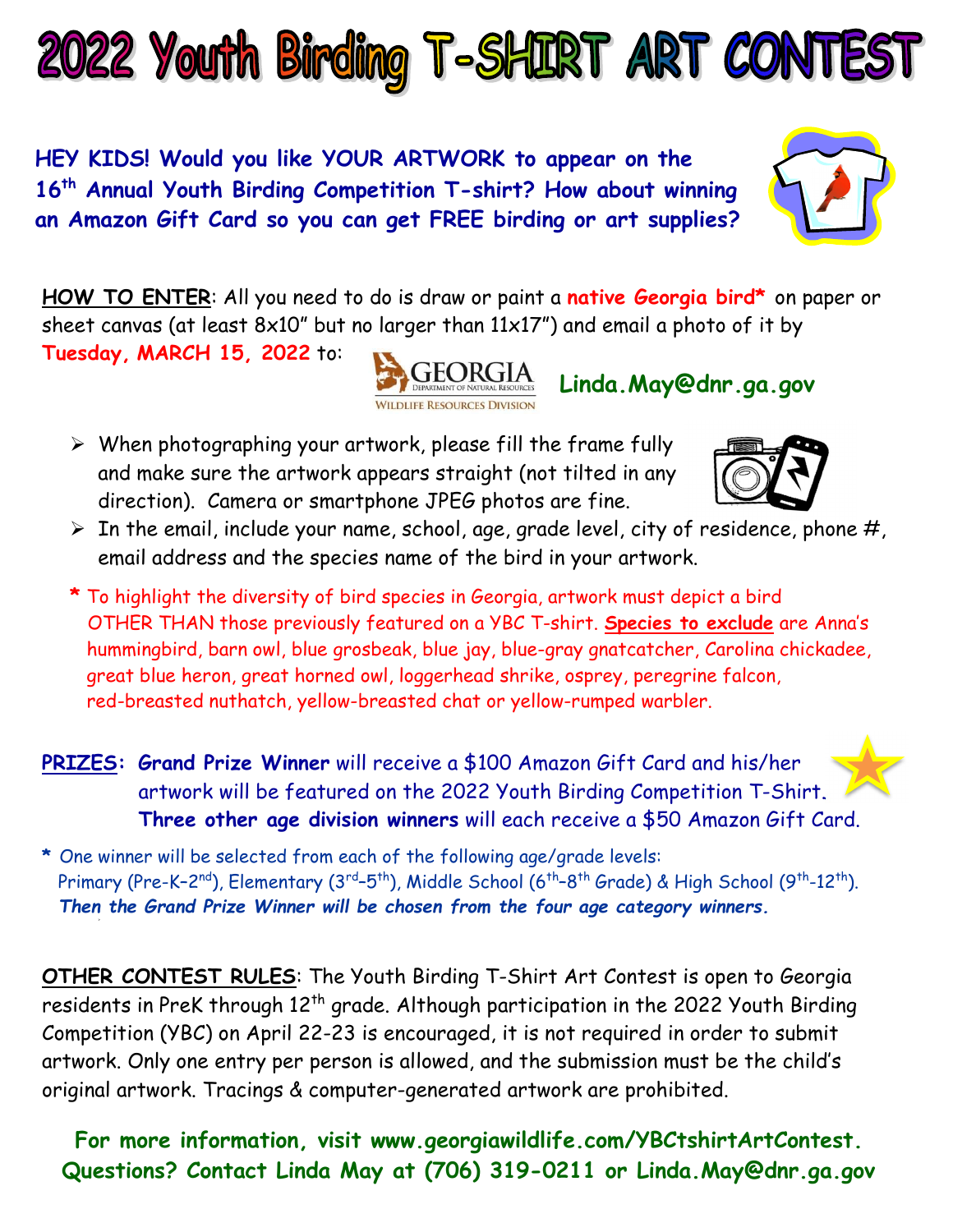# 2022 Youth Birding T-SHIRT ART CONTEST

**HEY KIDS! Would you like YOUR ARTWORK to appear on the 16th Annual Youth Birding Competition T-shirt? How about winning an Amazon Gift Card so you can get FREE birding or art supplies?**

**HOW TO ENTER**: All you need to do is draw or paint a **native Georgia bird*** on paper or sheet canvas (at least 8x10" but no larger than 11x17") and email a photo of it by **Tuesday, MARCH 15, 2022** to: **Linda.May@dnr.ga.gov**

- When photographing your artwork, please fill the frame fully and make sure the artwork appears straight (not tilted in any direction). Camera or smartphone JPEG photos are fine.
- In the email, include your name, school, age, grade level, city of residence, phone #, email address and the species name of the bird in your artwork.

\* To highlight the diversity of bird species in Georgia, artwork must depict a bird OTHER THAN those previously featured on a YBC T-shirt. **Species to exclude** are Anna's hummingbird, barn owl, blue grosbeak, blue jay, blue-gray gnatcatcher, Carolina chickadee, great blue heron, great horned owl, loggerhead shrike, osprey, peregrine falcon, red-breasted nuthatch, yellow-breasted chat or yellow-rumped warbler.

**PRIZES**: **Grand Prize Winner** will receive a $100 Amazon Gift Card and his/her artwork will be featured on the 2022 Youth Birding Competition T-Shirt. **Three other age division winners** will each receive a $50 Amazon Gift Card.

\* One winner will be selected from each of the following age/grade levels: Primary (Pre-K-2nd), Elementary (3rd–5th), Middle School (6th–8th Grade) & High School (9th-12th). ***Then the Grand Prize Winner will be chosen from the four age category winners.***

**OTHER CONTEST RULES**: The Youth Birding T-Shirt Art Contest is open to Georgia residents in PreK through 12th grade. Although participation in the 2022 Youth Birding Competition (YBC) on April 22-23 is encouraged, it is not required in order to submit artwork. Only one entry per person is allowed, and the submission must be the child's original artwork. Tracings & computer-generated artwork are prohibited.

**For more information, visit www.georgiawildlife.com/YBCtshirtArtContest.**
**Questions? Contact Linda May at (706) 319-0211 or Linda.May@dnr.ga.gov**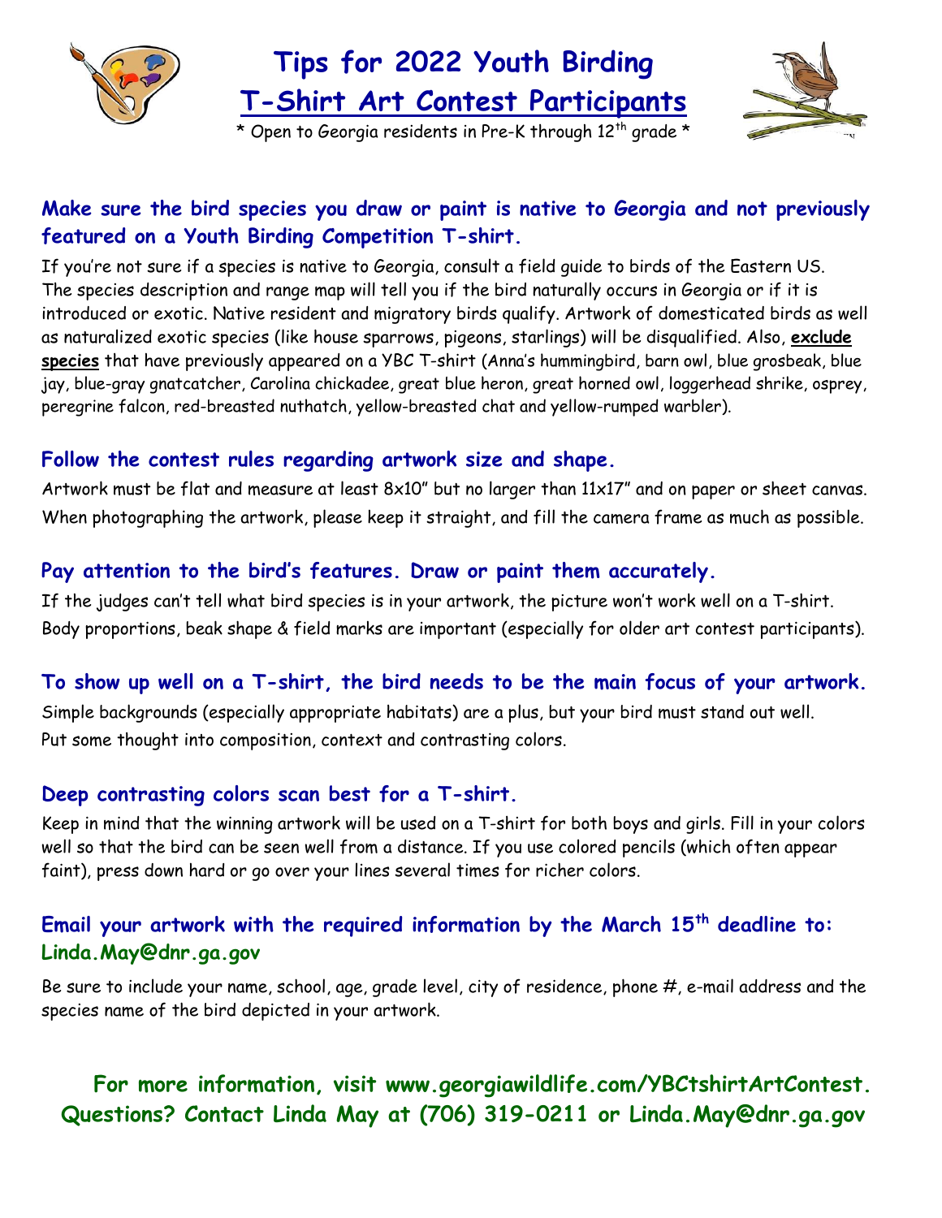# Tips for 2022 Youth Birding T-Shirt Art Contest Participants

\* Open to Georgia residents in Pre-K through 12th grade \*

### Make sure the bird species you draw or paint is native to Georgia and not previously featured on a Youth Birding Competition T-shirt.

If you're not sure if a species is native to Georgia, consult a field guide to birds of the Eastern US. The species description and range map will tell you if the bird naturally occurs in Georgia or if it is introduced or exotic. Native resident and migratory birds qualify. Artwork of domesticated birds as well as naturalized exotic species (like house sparrows, pigeons, starlings) will be disqualified. Also, **exclude species** that have previously appeared on a YBC T-shirt (Anna's hummingbird, barn owl, blue grosbeak, blue jay, blue-gray gnatcatcher, Carolina chickadee, great blue heron, great horned owl, loggerhead shrike, osprey, peregrine falcon, red-breasted nuthatch, yellow-breasted chat and yellow-rumped warbler).

### Follow the contest rules regarding artwork size and shape.

Artwork must be flat and measure at least 8x10" but no larger than 11x17" and on paper or sheet canvas. When photographing the artwork, please keep it straight, and fill the camera frame as much as possible.

### Pay attention to the bird's features. Draw or paint them accurately.

If the judges can't tell what bird species is in your artwork, the picture won't work well on a T-shirt. Body proportions, beak shape & field marks are important (especially for older art contest participants).

### To show up well on a T-shirt, the bird needs to be the main focus of your artwork.

Simple backgrounds (especially appropriate habitats) are a plus, but your bird must stand out well. Put some thought into composition, context and contrasting colors.

### Deep contrasting colors scan best for a T-shirt.

Keep in mind that the winning artwork will be used on a T-shirt for both boys and girls. Fill in your colors well so that the bird can be seen well from a distance. If you use colored pencils (which often appear faint), press down hard or go over your lines several times for richer colors.

### Email your artwork with the required information by the March 15th deadline to: Linda.May@dnr.ga.gov

Be sure to include your name, school, age, grade level, city of residence, phone #, e-mail address and the species name of the bird depicted in your artwork.

**For more information, visit www.georgiawildlife.com/YBCtshirtArtContest.**
**Questions? Contact Linda May at (706) 319-0211 or Linda.May@dnr.ga.gov**